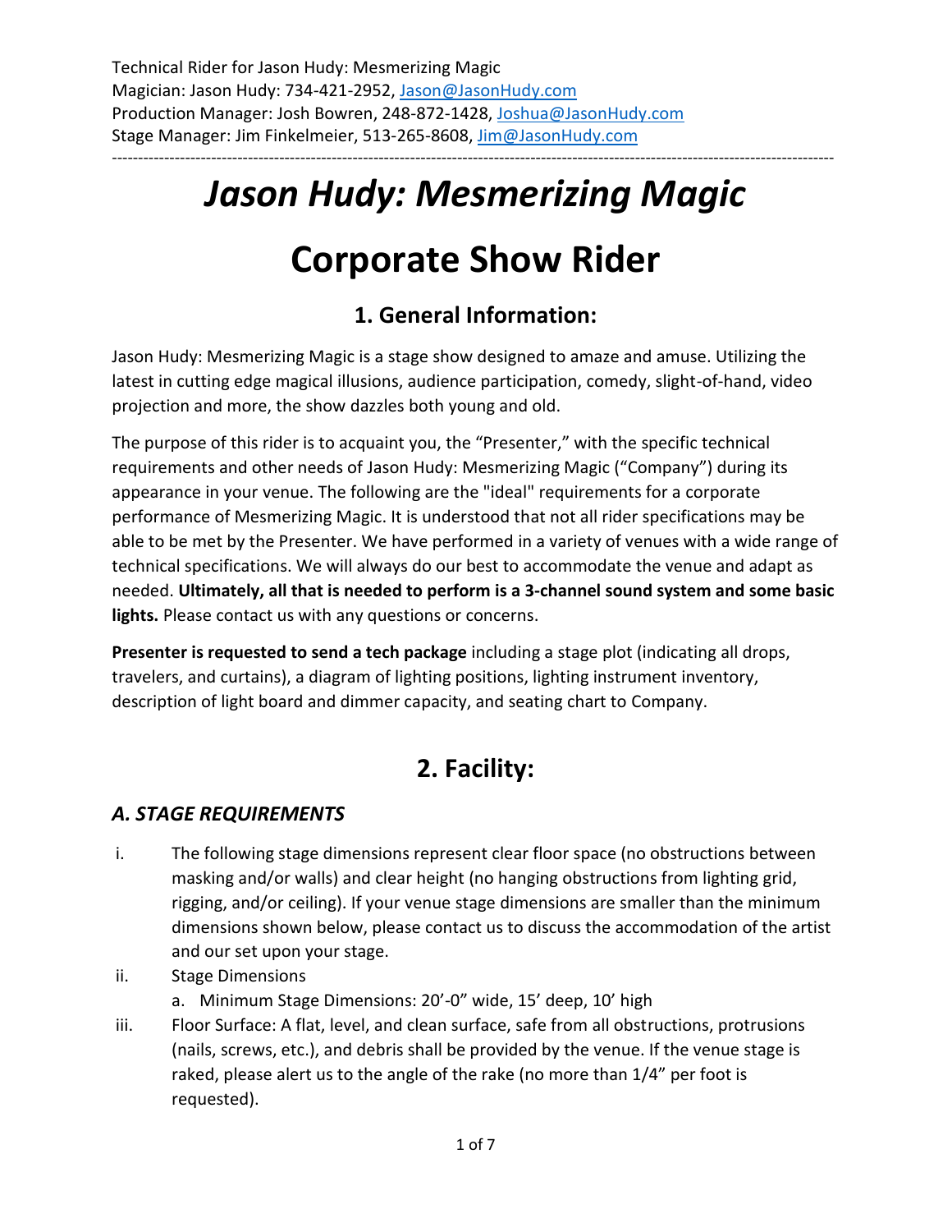Technical Rider for Jason Hudy: Mesmerizing Magic
Magician: Jason Hudy: 734-421-2952, Jason@JasonHudy.com
Production Manager: Josh Bowren, 248-872-1428, Joshua@JasonHudy.com
Stage Manager: Jim Finkelmeier, 513-265-8608, Jim@JasonHudy.com

---

# *Jason Hudy: Mesmerizing Magic*

# Corporate Show Rider

## 1. General Information:

Jason Hudy: Mesmerizing Magic is a stage show designed to amaze and amuse. Utilizing the latest in cutting edge magical illusions, audience participation, comedy, slight-of-hand, video projection and more, the show dazzles both young and old.

The purpose of this rider is to acquaint you, the "Presenter," with the specific technical requirements and other needs of Jason Hudy: Mesmerizing Magic ("Company") during its appearance in your venue. The following are the "ideal" requirements for a corporate performance of Mesmerizing Magic. It is understood that not all rider specifications may be able to be met by the Presenter. We have performed in a variety of venues with a wide range of technical specifications. We will always do our best to accommodate the venue and adapt as needed. **Ultimately, all that is needed to perform is a 3-channel sound system and some basic lights.** Please contact us with any questions or concerns.

**Presenter is requested to send a tech package** including a stage plot (indicating all drops, travelers, and curtains), a diagram of lighting positions, lighting instrument inventory, description of light board and dimmer capacity, and seating chart to Company.

## 2. Facility:

### *A. STAGE REQUIREMENTS*

i. The following stage dimensions represent clear floor space (no obstructions between masking and/or walls) and clear height (no hanging obstructions from lighting grid, rigging, and/or ceiling). If your venue stage dimensions are smaller than the minimum dimensions shown below, please contact us to discuss the accommodation of the artist and our set upon your stage.

ii. Stage Dimensions
   a. Minimum Stage Dimensions: 20'-0" wide, 15' deep, 10' high

iii. Floor Surface: A flat, level, and clean surface, safe from all obstructions, protrusions (nails, screws, etc.), and debris shall be provided by the venue. If the venue stage is raked, please alert us to the angle of the rake (no more than 1/4" per foot is requested).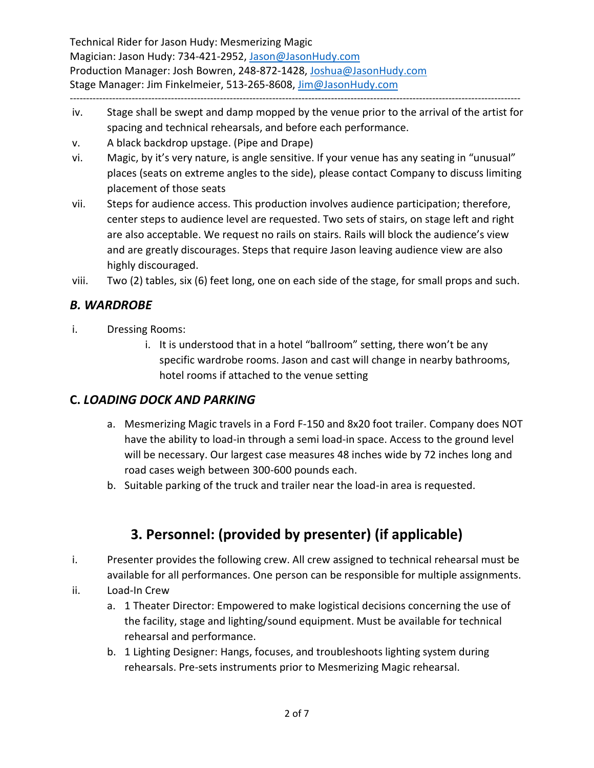iv. Stage shall be swept and damp mopped by the venue prior to the arrival of the artist for spacing and technical rehearsals, and before each performance.

v. A black backdrop upstage. (Pipe and Drape)

vi. Magic, by it's very nature, is angle sensitive. If your venue has any seating in "unusual" places (seats on extreme angles to the side), please contact Company to discuss limiting placement of those seats

vii. Steps for audience access. This production involves audience participation; therefore, center steps to audience level are requested. Two sets of stairs, on stage left and right are also acceptable. We request no rails on stairs. Rails will block the audience's view and are greatly discourages. Steps that require Jason leaving audience view are also highly discouraged.

viii. Two (2) tables, six (6) feet long, one on each side of the stage, for small props and such.

### *B. WARDROBE*

i. Dressing Rooms:
   - i. It is understood that in a hotel "ballroom" setting, there won't be any specific wardrobe rooms. Jason and cast will change in nearby bathrooms, hotel rooms if attached to the venue setting

### C. *LOADING DOCK AND PARKING*

a. Mesmerizing Magic travels in a Ford F-150 and 8x20 foot trailer. Company does NOT have the ability to load-in through a semi load-in space. Access to the ground level will be necessary. Our largest case measures 48 inches wide by 72 inches long and road cases weigh between 300-600 pounds each.

b. Suitable parking of the truck and trailer near the load-in area is requested.

## 3. Personnel: (provided by presenter) (if applicable)

i. Presenter provides the following crew. All crew assigned to technical rehearsal must be available for all performances. One person can be responsible for multiple assignments.

ii. Load-In Crew
   - a. 1 Theater Director: Empowered to make logistical decisions concerning the use of the facility, stage and lighting/sound equipment. Must be available for technical rehearsal and performance.
   - b. 1 Lighting Designer: Hangs, focuses, and troubleshoots lighting system during rehearsals. Pre-sets instruments prior to Mesmerizing Magic rehearsal.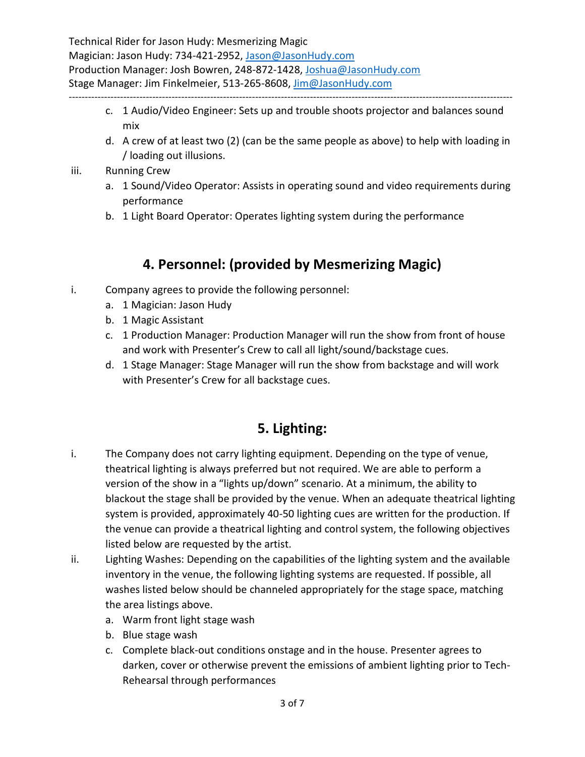c. 1 Audio/Video Engineer: Sets up and trouble shoots projector and balances sound mix
d. A crew of at least two (2) (can be the same people as above) to help with loading in / loading out illusions.

iii. Running Crew
   a. 1 Sound/Video Operator: Assists in operating sound and video requirements during performance
   b. 1 Light Board Operator: Operates lighting system during the performance

## 4. Personnel: (provided by Mesmerizing Magic)

i. Company agrees to provide the following personnel:
   a. 1 Magician: Jason Hudy
   b. 1 Magic Assistant
   c. 1 Production Manager: Production Manager will run the show from front of house and work with Presenter's Crew to call all light/sound/backstage cues.
   d. 1 Stage Manager: Stage Manager will run the show from backstage and will work with Presenter's Crew for all backstage cues.

## 5. Lighting:

i. The Company does not carry lighting equipment. Depending on the type of venue, theatrical lighting is always preferred but not required. We are able to perform a version of the show in a "lights up/down" scenario. At a minimum, the ability to blackout the stage shall be provided by the venue. When an adequate theatrical lighting system is provided, approximately 40-50 lighting cues are written for the production. If the venue can provide a theatrical lighting and control system, the following objectives listed below are requested by the artist.

ii. Lighting Washes: Depending on the capabilities of the lighting system and the available inventory in the venue, the following lighting systems are requested. If possible, all washes listed below should be channeled appropriately for the stage space, matching the area listings above.
   a. Warm front light stage wash
   b. Blue stage wash
   c. Complete black-out conditions onstage and in the house. Presenter agrees to darken, cover or otherwise prevent the emissions of ambient lighting prior to Tech-Rehearsal through performances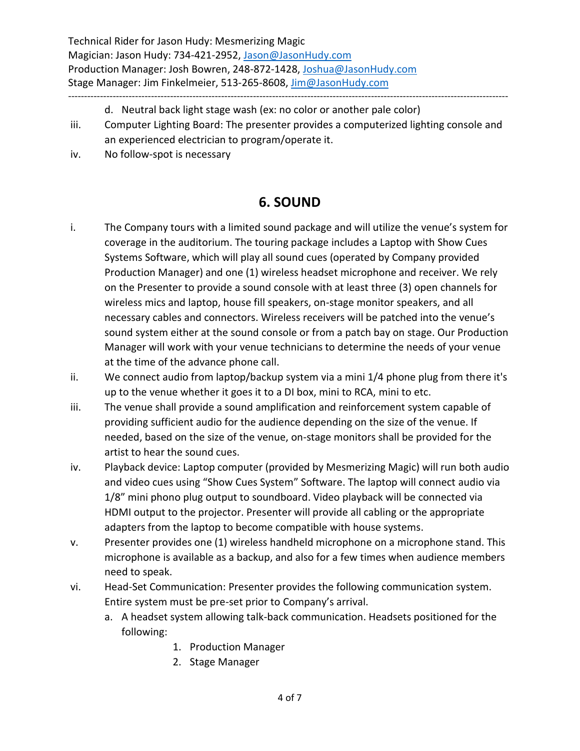d. Neutral back light stage wash (ex: no color or another pale color)

iii. Computer Lighting Board: The presenter provides a computerized lighting console and an experienced electrician to program/operate it.

iv. No follow-spot is necessary

## 6. SOUND

i. The Company tours with a limited sound package and will utilize the venue's system for coverage in the auditorium. The touring package includes a Laptop with Show Cues Systems Software, which will play all sound cues (operated by Company provided Production Manager) and one (1) wireless headset microphone and receiver. We rely on the Presenter to provide a sound console with at least three (3) open channels for wireless mics and laptop, house fill speakers, on-stage monitor speakers, and all necessary cables and connectors. Wireless receivers will be patched into the venue's sound system either at the sound console or from a patch bay on stage. Our Production Manager will work with your venue technicians to determine the needs of your venue at the time of the advance phone call.

ii. We connect audio from laptop/backup system via a mini 1/4 phone plug from there it's up to the venue whether it goes it to a DI box, mini to RCA, mini to etc.

iii. The venue shall provide a sound amplification and reinforcement system capable of providing sufficient audio for the audience depending on the size of the venue. If needed, based on the size of the venue, on-stage monitors shall be provided for the artist to hear the sound cues.

iv. Playback device: Laptop computer (provided by Mesmerizing Magic) will run both audio and video cues using "Show Cues System" Software. The laptop will connect audio via 1/8" mini phono plug output to soundboard. Video playback will be connected via HDMI output to the projector. Presenter will provide all cabling or the appropriate adapters from the laptop to become compatible with house systems.

v. Presenter provides one (1) wireless handheld microphone on a microphone stand. This microphone is available as a backup, and also for a few times when audience members need to speak.

vi. Head-Set Communication: Presenter provides the following communication system. Entire system must be pre-set prior to Company's arrival.

   a. A headset system allowing talk-back communication. Headsets positioned for the following:

      1. Production Manager
      2. Stage Manager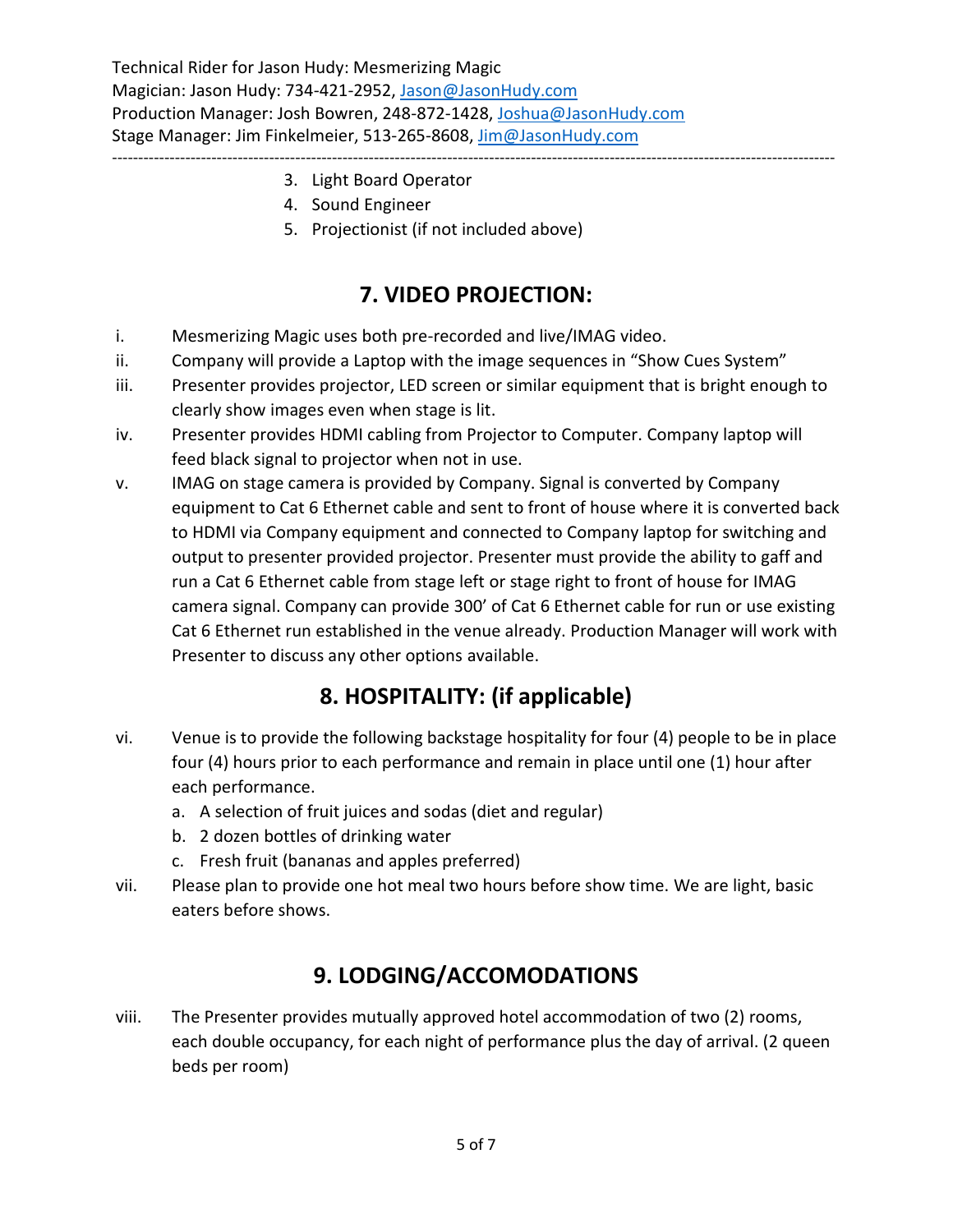3. Light Board Operator
4. Sound Engineer
5. Projectionist (if not included above)

## 7. VIDEO PROJECTION:

i. Mesmerizing Magic uses both pre-recorded and live/IMAG video.

ii. Company will provide a Laptop with the image sequences in "Show Cues System"

iii. Presenter provides projector, LED screen or similar equipment that is bright enough to clearly show images even when stage is lit.

iv. Presenter provides HDMI cabling from Projector to Computer. Company laptop will feed black signal to projector when not in use.

v. IMAG on stage camera is provided by Company. Signal is converted by Company equipment to Cat 6 Ethernet cable and sent to front of house where it is converted back to HDMI via Company equipment and connected to Company laptop for switching and output to presenter provided projector. Presenter must provide the ability to gaff and run a Cat 6 Ethernet cable from stage left or stage right to front of house for IMAG camera signal. Company can provide 300' of Cat 6 Ethernet cable for run or use existing Cat 6 Ethernet run established in the venue already. Production Manager will work with Presenter to discuss any other options available.

## 8. HOSPITALITY: (if applicable)

vi. Venue is to provide the following backstage hospitality for four (4) people to be in place four (4) hours prior to each performance and remain in place until one (1) hour after each performance.

   a. A selection of fruit juices and sodas (diet and regular)
   b. 2 dozen bottles of drinking water
   c. Fresh fruit (bananas and apples preferred)

vii. Please plan to provide one hot meal two hours before show time. We are light, basic eaters before shows.

## 9. LODGING/ACCOMODATIONS

viii. The Presenter provides mutually approved hotel accommodation of two (2) rooms, each double occupancy, for each night of performance plus the day of arrival. (2 queen beds per room)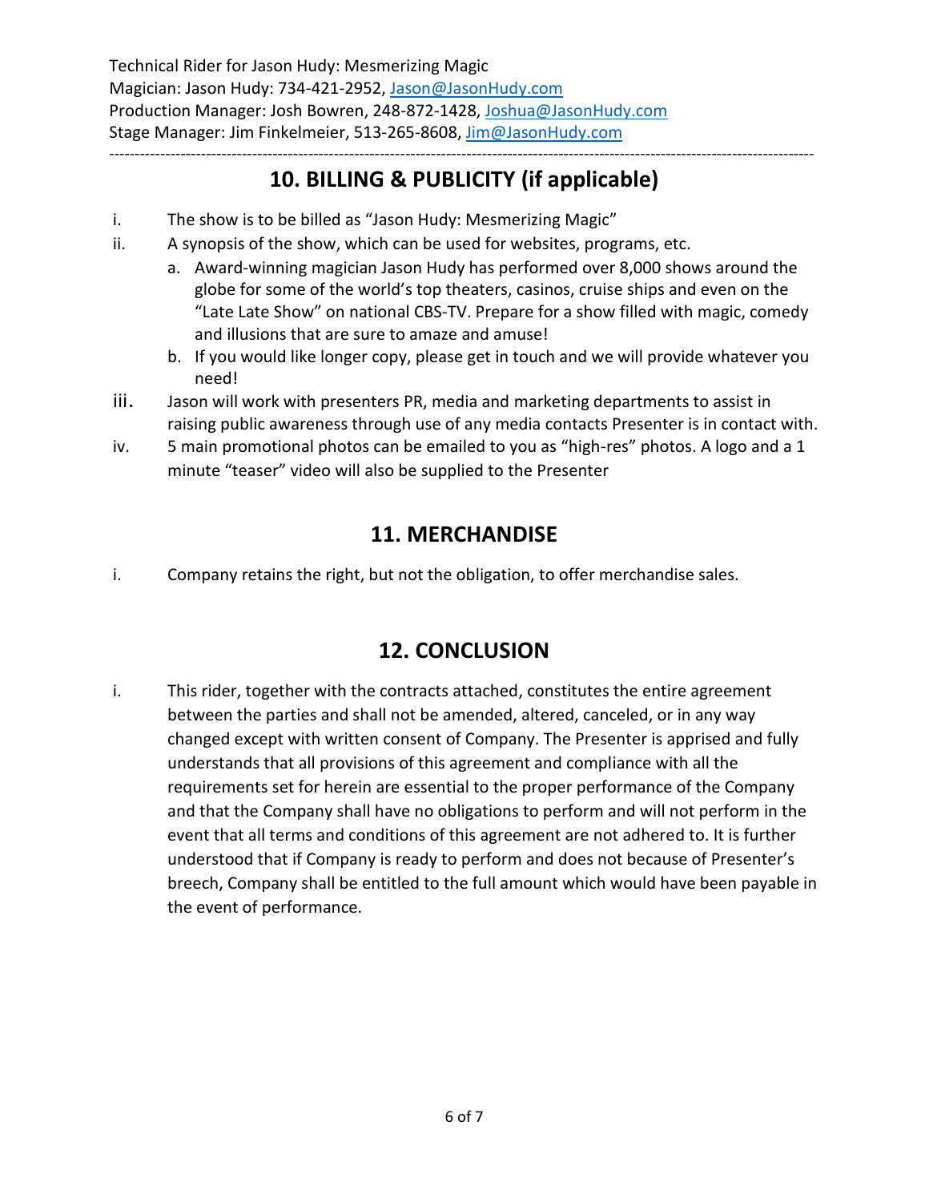## 10. BILLING & PUBLICITY (if applicable)

i. The show is to be billed as "Jason Hudy: Mesmerizing Magic"

ii. A synopsis of the show, which can be used for websites, programs, etc.

   a. Award-winning magician Jason Hudy has performed over 8,000 shows around the globe for some of the world's top theaters, casinos, cruise ships and even on the "Late Late Show" on national CBS-TV. Prepare for a show filled with magic, comedy and illusions that are sure to amaze and amuse!

   b. If you would like longer copy, please get in touch and we will provide whatever you need!

iii. Jason will work with presenters PR, media and marketing departments to assist in raising public awareness through use of any media contacts Presenter is in contact with.

iv. 5 main promotional photos can be emailed to you as "high-res" photos. A logo and a 1 minute "teaser" video will also be supplied to the Presenter

## 11. MERCHANDISE

i. Company retains the right, but not the obligation, to offer merchandise sales.

## 12. CONCLUSION

i. This rider, together with the contracts attached, constitutes the entire agreement between the parties and shall not be amended, altered, canceled, or in any way changed except with written consent of Company. The Presenter is apprised and fully understands that all provisions of this agreement and compliance with all the requirements set for herein are essential to the proper performance of the Company and that the Company shall have no obligations to perform and will not perform in the event that all terms and conditions of this agreement are not adhered to. It is further understood that if Company is ready to perform and does not because of Presenter's breech, Company shall be entitled to the full amount which would have been payable in the event of performance.